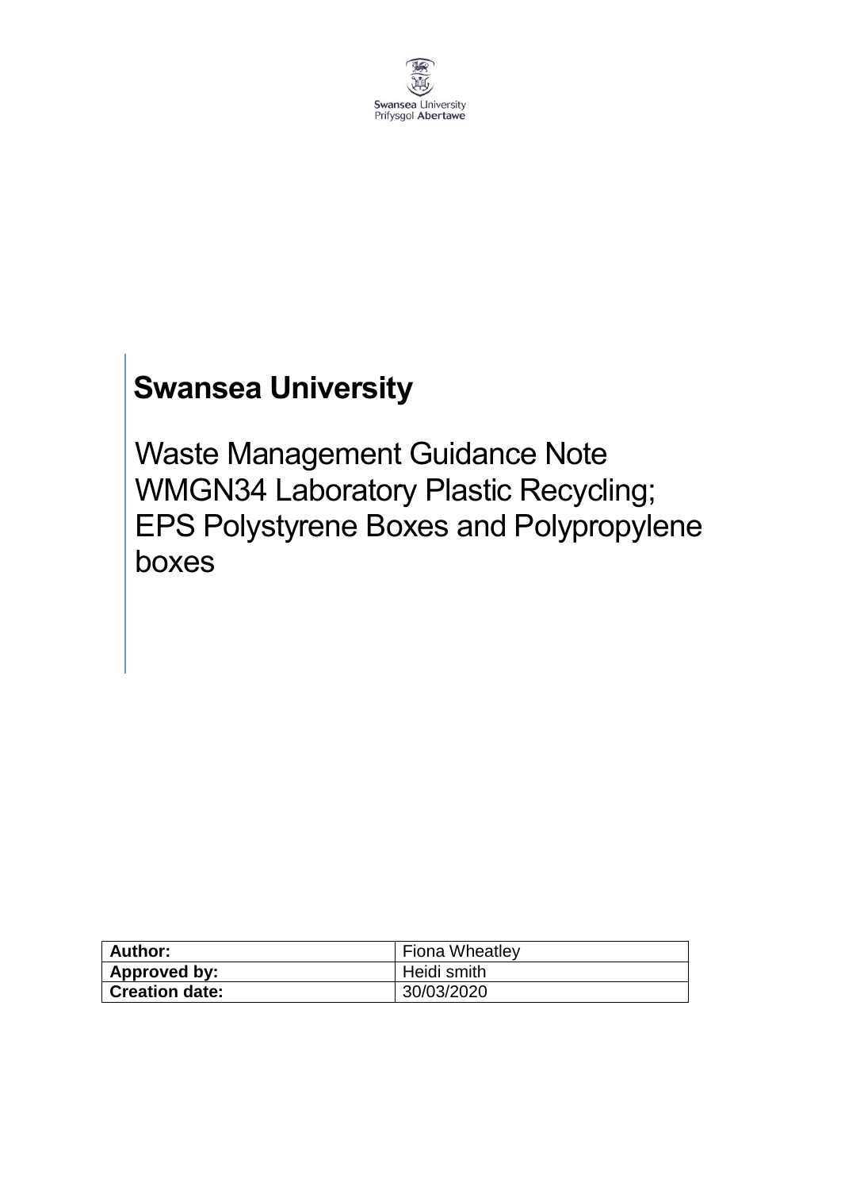Swansea University
Prifysgol Abertawe

# Swansea University

## Waste Management Guidance Note WMGN34 Laboratory Plastic Recycling; EPS Polystyrene Boxes and Polypropylene boxes

| **Author:** | Fiona Wheatley |
| --- | --- |
| **Approved by:** | Heidi smith |
| **Creation date:** | 30/03/2020 |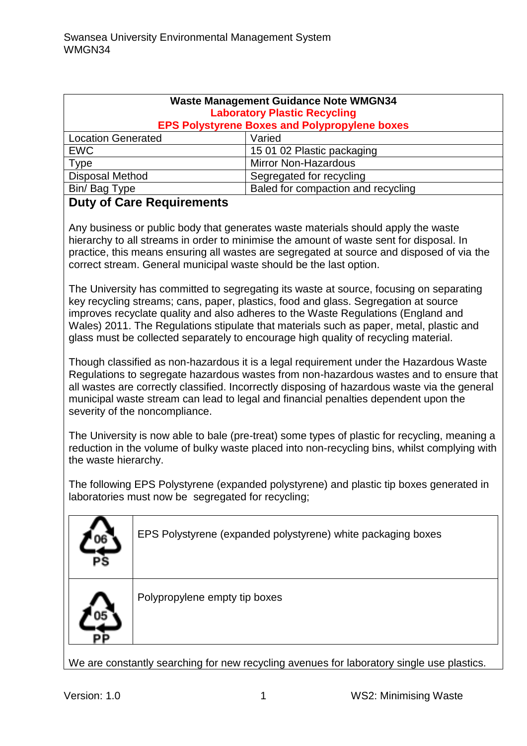| Waste Management Guidance Note WMGN34<br>**Laboratory Plastic Recycling**<br>**EPS Polystyrene Boxes and Polypropylene boxes** | |
|---|---|
| Location Generated | Varied |
| EWC | 15 01 02 Plastic packaging |
| Type | Mirror Non-Hazardous |
| Disposal Method | Segregated for recycling |
| Bin/ Bag Type | Baled for compaction and recycling |

## Duty of Care Requirements

Any business or public body that generates waste materials should apply the waste hierarchy to all streams in order to minimise the amount of waste sent for disposal. In practice, this means ensuring all wastes are segregated at source and disposed of via the correct stream. General municipal waste should be the last option.

The University has committed to segregating its waste at source, focusing on separating key recycling streams; cans, paper, plastics, food and glass. Segregation at source improves recyclate quality and also adheres to the Waste Regulations (England and Wales) 2011. The Regulations stipulate that materials such as paper, metal, plastic and glass must be collected separately to encourage high quality of recycling material.

Though classified as non-hazardous it is a legal requirement under the Hazardous Waste Regulations to segregate hazardous wastes from non-hazardous wastes and to ensure that all wastes are correctly classified. Incorrectly disposing of hazardous waste via the general municipal waste stream can lead to legal and financial penalties dependent upon the severity of the noncompliance.

The University is now able to bale (pre-treat) some types of plastic for recycling, meaning a reduction in the volume of bulky waste placed into non-recycling bins, whilst complying with the waste hierarchy.

The following EPS Polystyrene (expanded polystyrene) and plastic tip boxes generated in laboratories must now be segregated for recycling;

| | |
|---|---|
| 06 PS | EPS Polystyrene (expanded polystyrene) white packaging boxes |
| 05 PP | Polypropylene empty tip boxes |

We are constantly searching for new recycling avenues for laboratory single use plastics.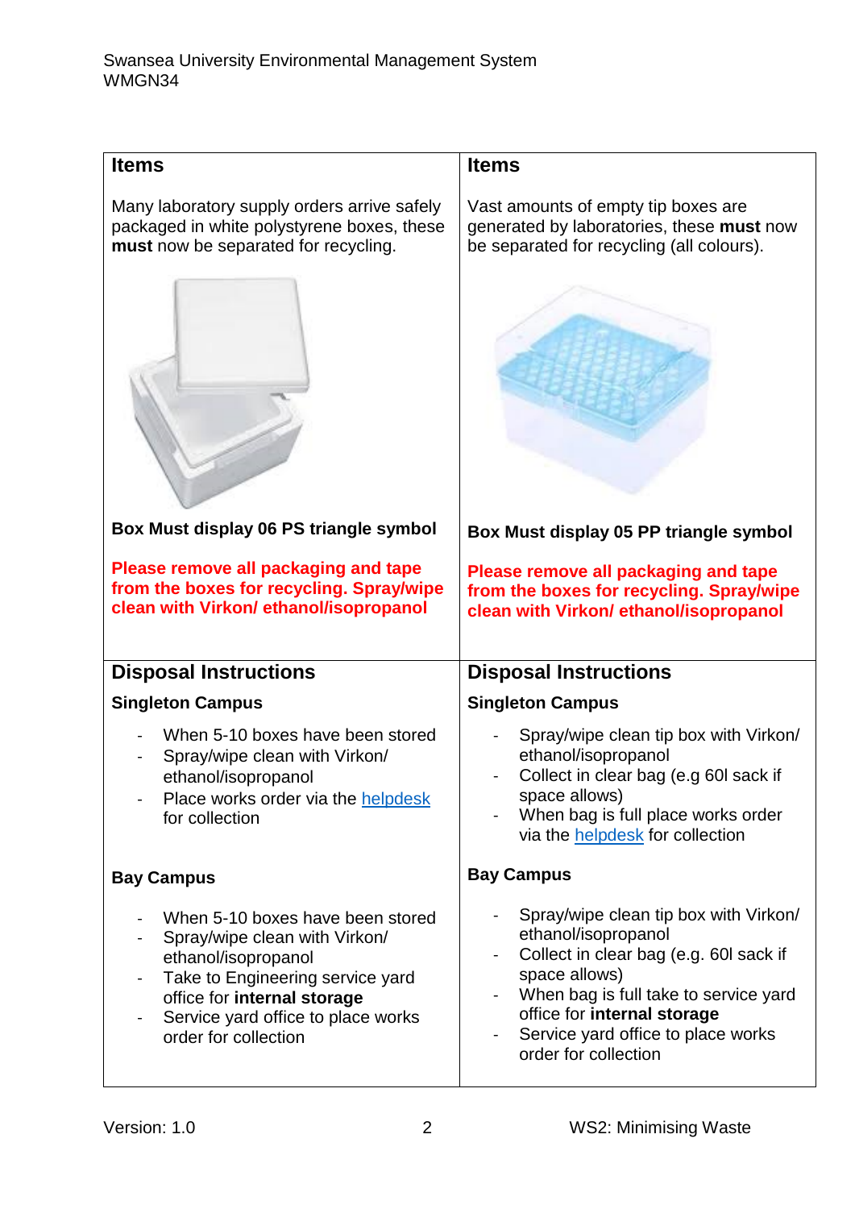| Items | Items |
|---|---|
| Many laboratory supply orders arrive safely packaged in white polystyrene boxes, these **must** now be separated for recycling.<br><br>**Box Must display 06 PS triangle symbol**<br><br>**Please remove all packaging and tape from the boxes for recycling. Spray/wipe clean with Virkon/ ethanol/isopropanol** | Vast amounts of empty tip boxes are generated by laboratories, these **must** now be separated for recycling (all colours).<br><br>**Box Must display 05 PP triangle symbol**<br><br>**Please remove all packaging and tape from the boxes for recycling. Spray/wipe clean with Virkon/ ethanol/isopropanol** |
| **Disposal Instructions** | **Disposal Instructions** |
| **Singleton Campus**<br><br>- When 5-10 boxes have been stored<br>- Spray/wipe clean with Virkon/ ethanol/isopropanol<br>- Place works order via the helpdesk for collection<br><br>**Bay Campus**<br><br>- When 5-10 boxes have been stored<br>- Spray/wipe clean with Virkon/ ethanol/isopropanol<br>- Take to Engineering service yard office for **internal storage**<br>- Service yard office to place works order for collection | **Singleton Campus**<br><br>- Spray/wipe clean tip box with Virkon/ ethanol/isopropanol<br>- Collect in clear bag (e.g 60l sack if space allows)<br>- When bag is full place works order via the helpdesk for collection<br><br>**Bay Campus**<br><br>- Spray/wipe clean tip box with Virkon/ ethanol/isopropanol<br>- Collect in clear bag (e.g. 60l sack if space allows)<br>- When bag is full take to service yard office for **internal storage**<br>- Service yard office to place works order for collection |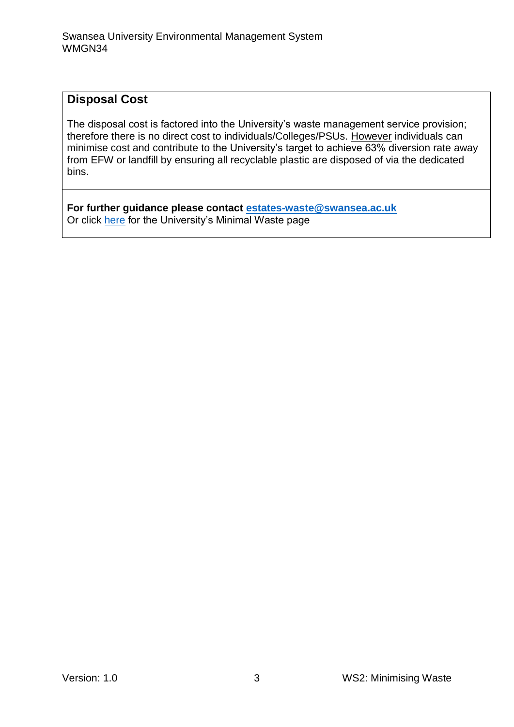## Disposal Cost

The disposal cost is factored into the University's waste management service provision; therefore there is no direct cost to individuals/Colleges/PSUs. However individuals can minimise cost and contribute to the University's target to achieve 63% diversion rate away from EFW or landfill by ensuring all recyclable plastic are disposed of via the dedicated bins.

**For further guidance please contact [estates-waste@swansea.ac.uk](mailto:estates-waste@swansea.ac.uk)**
Or click here for the University's Minimal Waste page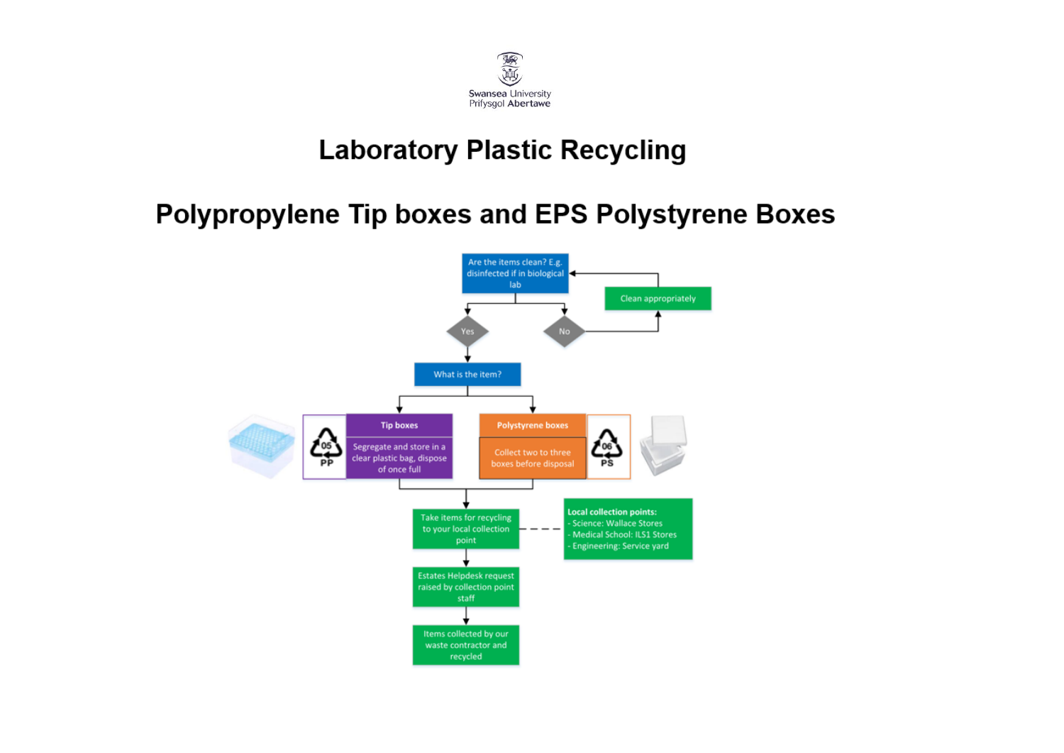Swansea University
Prifysgol Abertawe

# Laboratory Plastic Recycling

## Polypropylene Tip boxes and EPS Polystyrene Boxes

Are the items clean? E.g. disinfected if in biological lab

- Yes → What is the item?
- No → Clean appropriately → (return to "Are the items clean?")

What is the item?

- **Tip boxes** (05 PP): Segregate and store in a clear plastic bag, dispose of once full
- **Polystyrene boxes** (06 PS): Collect two to three boxes before disposal

Take items for recycling to your local collection point

**Local collection points:**
- Science: Wallace Stores
- Medical School: ILS1 Stores
- Engineering: Service yard

Estates Helpdesk request raised by collection point staff

Items collected by our waste contractor and recycled